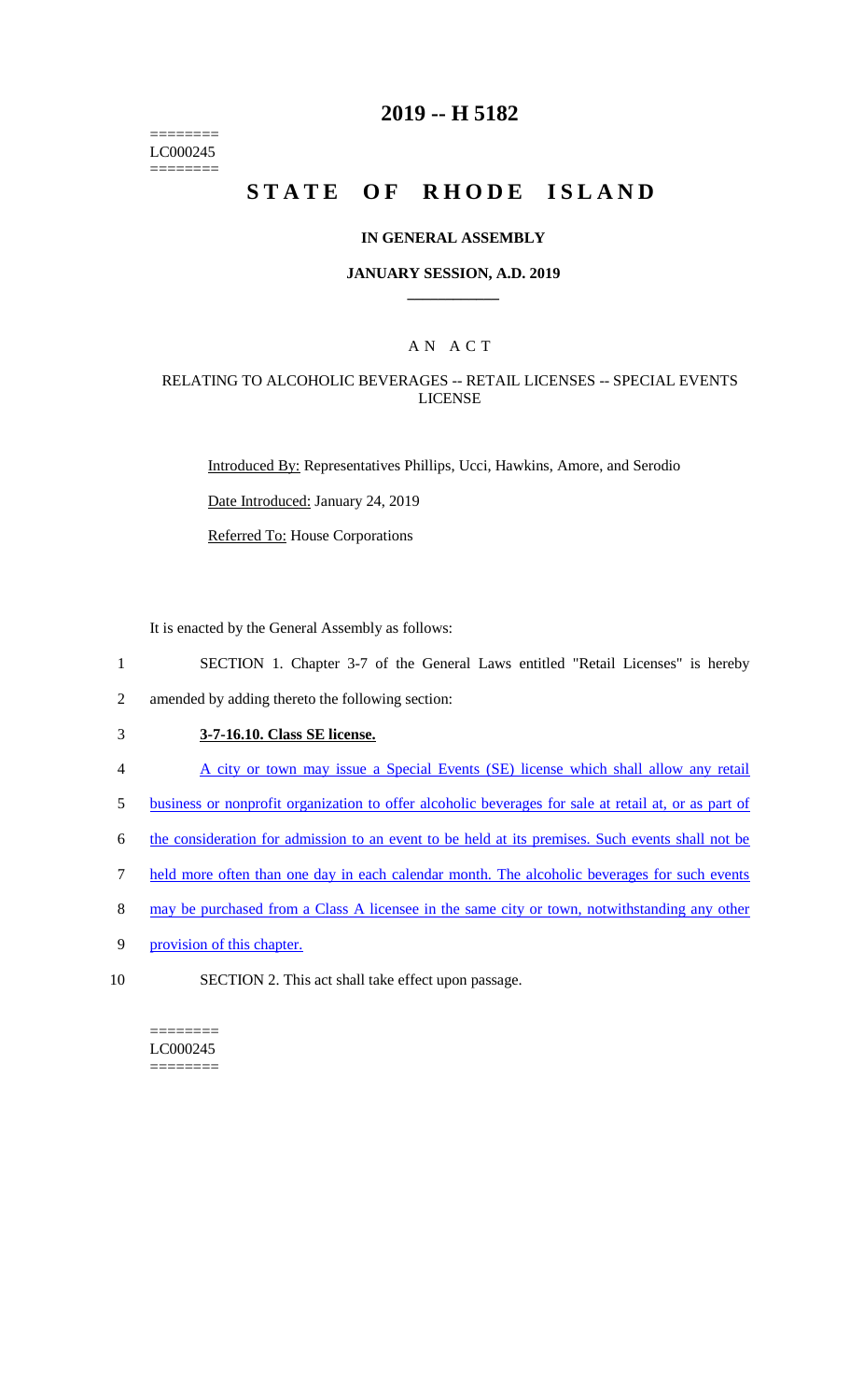========
LC000245
========

# 2019 -- H 5182

# STATE OF RHODE ISLAND

## IN GENERAL ASSEMBLY

### JANUARY SESSION, A.D. 2019

### A N A C T

RELATING TO ALCOHOLIC BEVERAGES -- RETAIL LICENSES -- SPECIAL EVENTS LICENSE

Introduced By: Representatives Phillips, Ucci, Hawkins, Amore, and Serodio

Date Introduced: January 24, 2019

Referred To: House Corporations

It is enacted by the General Assembly as follows:

1 SECTION 1. Chapter 3-7 of the General Laws entitled "Retail Licenses" is hereby
2 amended by adding thereto the following section:

3 **3-7-16.10. Class SE license.**

4 A city or town may issue a Special Events (SE) license which shall allow any retail
5 business or nonprofit organization to offer alcoholic beverages for sale at retail at, or as part of
6 the consideration for admission to an event to be held at its premises. Such events shall not be
7 held more often than one day in each calendar month. The alcoholic beverages for such events
8 may be purchased from a Class A licensee in the same city or town, notwithstanding any other
9 provision of this chapter.

10 SECTION 2. This act shall take effect upon passage.

========
LC000245
========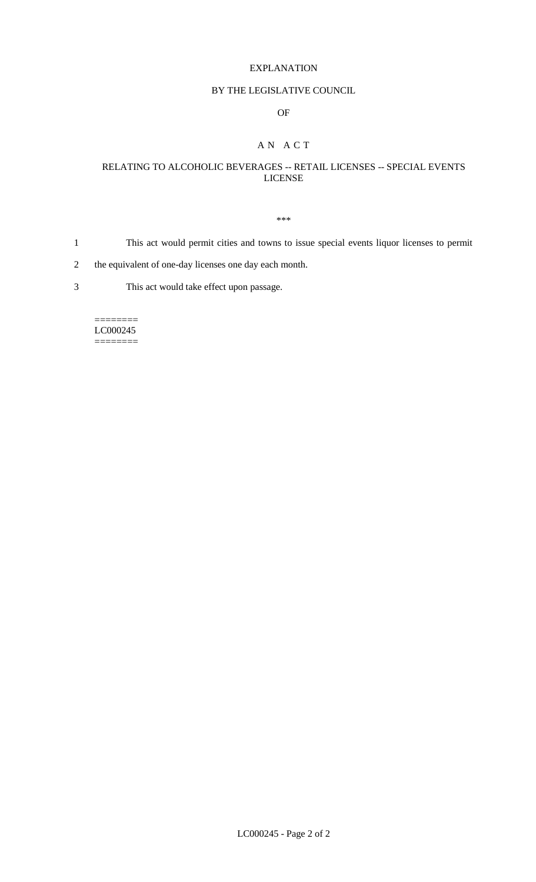EXPLANATION

BY THE LEGISLATIVE COUNCIL

OF

A N A C T

RELATING TO ALCOHOLIC BEVERAGES -- RETAIL LICENSES -- SPECIAL EVENTS LICENSE

\*\*\*

This act would permit cities and towns to issue special events liquor licenses to permit the equivalent of one-day licenses one day each month.

This act would take effect upon passage.

========
LC000245
========